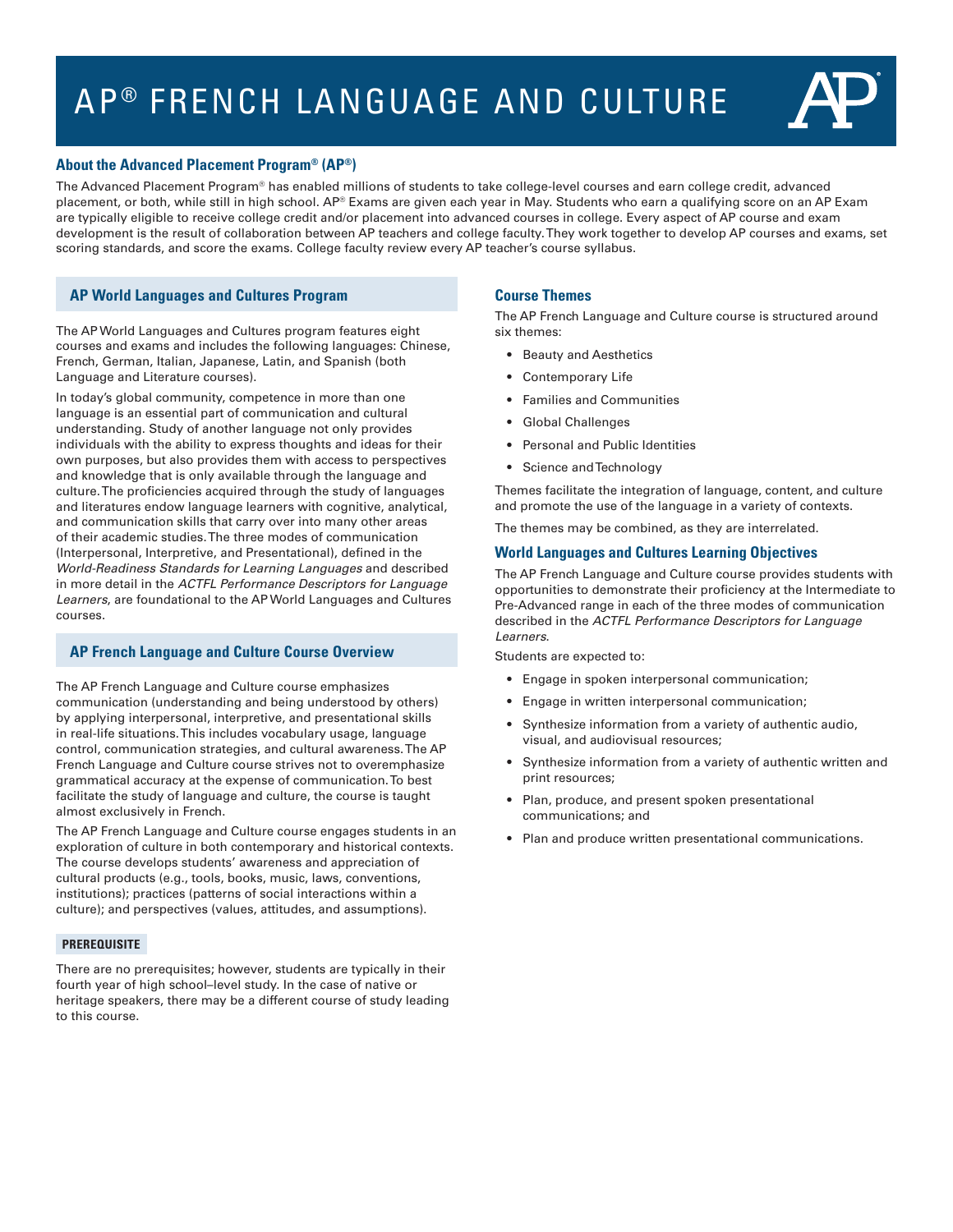# AP® FRENCH LANGUAGE AND CULTURE

## About the Advanced Placement Program® (AP®)

The Advanced Placement Program® has enabled millions of students to take college-level courses and earn college credit, advanced placement, or both, while still in high school. AP® Exams are given each year in May. Students who earn a qualifying score on an AP Exam are typically eligible to receive college credit and/or placement into advanced courses in college. Every aspect of AP course and exam development is the result of collaboration between AP teachers and college faculty. They work together to develop AP courses and exams, set scoring standards, and score the exams. College faculty review every AP teacher's course syllabus.

## AP World Languages and Cultures Program

The AP World Languages and Cultures program features eight courses and exams and includes the following languages: Chinese, French, German, Italian, Japanese, Latin, and Spanish (both Language and Literature courses).

In today's global community, competence in more than one language is an essential part of communication and cultural understanding. Study of another language not only provides individuals with the ability to express thoughts and ideas for their own purposes, but also provides them with access to perspectives and knowledge that is only available through the language and culture. The proficiencies acquired through the study of languages and literatures endow language learners with cognitive, analytical, and communication skills that carry over into many other areas of their academic studies. The three modes of communication (Interpersonal, Interpretive, and Presentational), defined in the *World-Readiness Standards for Learning Languages* and described in more detail in the *ACTFL Performance Descriptors for Language Learners*, are foundational to the AP World Languages and Cultures courses.

## AP French Language and Culture Course Overview

The AP French Language and Culture course emphasizes communication (understanding and being understood by others) by applying interpersonal, interpretive, and presentational skills in real-life situations. This includes vocabulary usage, language control, communication strategies, and cultural awareness. The AP French Language and Culture course strives not to overemphasize grammatical accuracy at the expense of communication. To best facilitate the study of language and culture, the course is taught almost exclusively in French.

The AP French Language and Culture course engages students in an exploration of culture in both contemporary and historical contexts. The course develops students' awareness and appreciation of cultural products (e.g., tools, books, music, laws, conventions, institutions); practices (patterns of social interactions within a culture); and perspectives (values, attitudes, and assumptions).

### PREREQUISITE

There are no prerequisites; however, students are typically in their fourth year of high school–level study. In the case of native or heritage speakers, there may be a different course of study leading to this course.

## Course Themes

The AP French Language and Culture course is structured around six themes:

- Beauty and Aesthetics
- Contemporary Life
- Families and Communities
- Global Challenges
- Personal and Public Identities
- Science and Technology

Themes facilitate the integration of language, content, and culture and promote the use of the language in a variety of contexts.

The themes may be combined, as they are interrelated.

## World Languages and Cultures Learning Objectives

The AP French Language and Culture course provides students with opportunities to demonstrate their proficiency at the Intermediate to Pre-Advanced range in each of the three modes of communication described in the *ACTFL Performance Descriptors for Language Learners*.

Students are expected to:

- Engage in spoken interpersonal communication;
- Engage in written interpersonal communication;
- Synthesize information from a variety of authentic audio, visual, and audiovisual resources;
- Synthesize information from a variety of authentic written and print resources;
- Plan, produce, and present spoken presentational communications; and
- Plan and produce written presentational communications.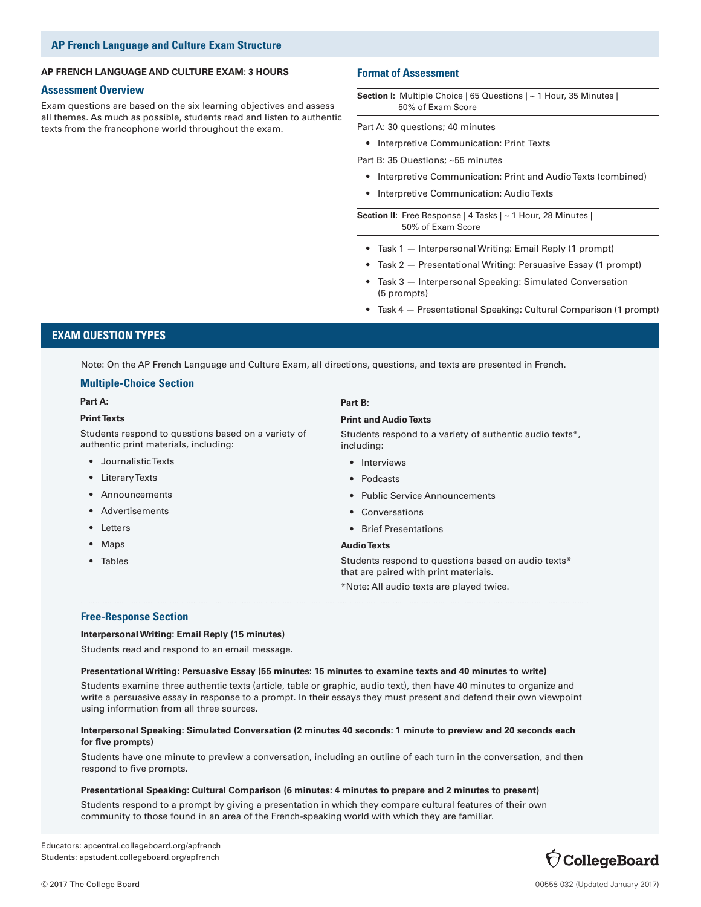## AP French Language and Culture Exam Structure

**AP FRENCH LANGUAGE AND CULTURE EXAM: 3 HOURS**

### Assessment Overview

Exam questions are based on the six learning objectives and assess all themes. As much as possible, students read and listen to authentic texts from the francophone world throughout the exam.

### Format of Assessment

**Section I:** Multiple Choice | 65 Questions | ~ 1 Hour, 35 Minutes | 50% of Exam Score

Part A: 30 questions; 40 minutes

- Interpretive Communication: Print Texts

Part B: 35 Questions; ~55 minutes

- Interpretive Communication: Print and Audio Texts (combined)
- Interpretive Communication: Audio Texts

**Section II:** Free Response | 4 Tasks | ~ 1 Hour, 28 Minutes | 50% of Exam Score

- Task 1 — Interpersonal Writing: Email Reply (1 prompt)
- Task 2 — Presentational Writing: Persuasive Essay (1 prompt)
- Task 3 — Interpersonal Speaking: Simulated Conversation (5 prompts)
- Task 4 — Presentational Speaking: Cultural Comparison (1 prompt)

## EXAM QUESTION TYPES

Note: On the AP French Language and Culture Exam, all directions, questions, and texts are presented in French.

### Multiple-Choice Section

**Part A:**

**Print Texts**

Students respond to questions based on a variety of authentic print materials, including:

- Journalistic Texts
- Literary Texts
- Announcements
- Advertisements
- Letters
- Maps
- Tables

**Part B:**

**Print and Audio Texts**

Students respond to a variety of authentic audio texts*, including:

- Interviews
- Podcasts
- Public Service Announcements
- Conversations
- Brief Presentations

**Audio Texts**

Students respond to questions based on audio texts* that are paired with print materials.

*Note: All audio texts are played twice.

### Free-Response Section

**Interpersonal Writing: Email Reply (15 minutes)**

Students read and respond to an email message.

**Presentational Writing: Persuasive Essay (55 minutes: 15 minutes to examine texts and 40 minutes to write)**

Students examine three authentic texts (article, table or graphic, audio text), then have 40 minutes to organize and write a persuasive essay in response to a prompt. In their essays they must present and defend their own viewpoint using information from all three sources.

**Interpersonal Speaking: Simulated Conversation (2 minutes 40 seconds: 1 minute to preview and 20 seconds each for five prompts)**

Students have one minute to preview a conversation, including an outline of each turn in the conversation, and then respond to five prompts.

**Presentational Speaking: Cultural Comparison (6 minutes: 4 minutes to prepare and 2 minutes to present)**

Students respond to a prompt by giving a presentation in which they compare cultural features of their own community to those found in an area of the French-speaking world with which they are familiar.

Educators: apcentral.collegeboard.org/apfrench
Students: apstudent.collegeboard.org/apfrench

CollegeBoard

© 2017 The College Board

00558-032 (Updated January 2017)